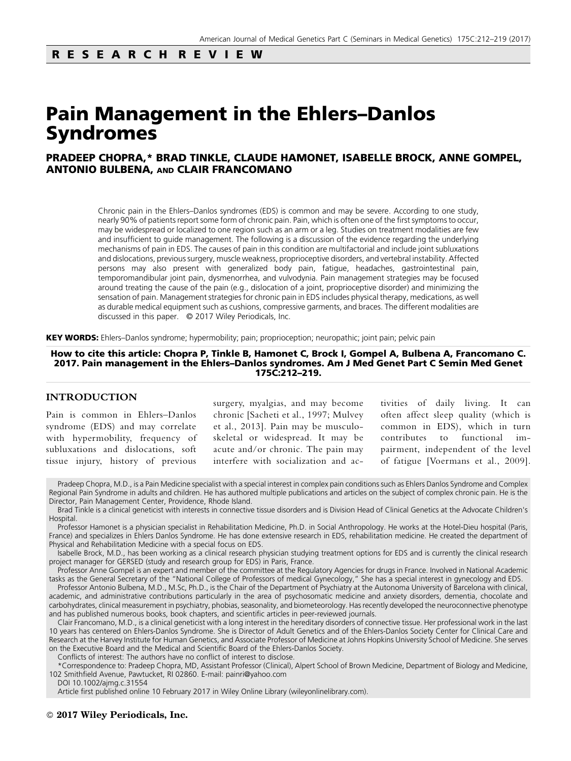**RESEARCH REVIEW**

# Pain Management in the Ehlers–Danlos Syndromes

**PRADEEP CHOPRA,* BRAD TINKLE, CLAUDE HAMONET, ISABELLE BROCK, ANNE GOMPEL, ANTONIO BULBENA, AND CLAIR FRANCOMANO**

Chronic pain in the Ehlers–Danlos syndromes (EDS) is common and may be severe. According to one study, nearly 90% of patients report some form of chronic pain. Pain, which is often one of the first symptoms to occur, may be widespread or localized to one region such as an arm or a leg. Studies on treatment modalities are few and insufficient to guide management. The following is a discussion of the evidence regarding the underlying mechanisms of pain in EDS. The causes of pain in this condition are multifactorial and include joint subluxations and dislocations, previous surgery, muscle weakness, proprioceptive disorders, and vertebral instability. Affected persons may also present with generalized body pain, fatigue, headaches, gastrointestinal pain, temporomandibular joint pain, dysmenorrhea, and vulvodynia. Pain management strategies may be focused around treating the cause of the pain (e.g., dislocation of a joint, proprioceptive disorder) and minimizing the sensation of pain. Management strategies for chronic pain in EDS includes physical therapy, medications, as well as durable medical equipment such as cushions, compressive garments, and braces. The different modalities are discussed in this paper. © 2017 Wiley Periodicals, Inc.

**KEY WORDS:** Ehlers–Danlos syndrome; hypermobility; pain; proprioception; neuropathic; joint pain; pelvic pain

**How to cite this article: Chopra P, Tinkle B, Hamonet C, Brock I, Gompel A, Bulbena A, Francomano C. 2017. Pain management in the Ehlers–Danlos syndromes. Am J Med Genet Part C Semin Med Genet 175C:212–219.**

## INTRODUCTION

Pain is common in Ehlers–Danlos syndrome (EDS) and may correlate with hypermobility, frequency of subluxations and dislocations, soft tissue injury, history of previous surgery, myalgias, and may become chronic [Sacheti et al., 1997; Mulvey et al., 2013]. Pain may be musculoskeletal or widespread. It may be acute and/or chronic. The pain may interfere with socialization and activities of daily living. It can often affect sleep quality (which is common in EDS), which in turn contributes to functional impairment, independent of the level of fatigue [Voermans et al., 2009].

Pradeep Chopra, M.D., is a Pain Medicine specialist with a special interest in complex pain conditions such as Ehlers Danlos Syndrome and Complex Regional Pain Syndrome in adults and children. He has authored multiple publications and articles on the subject of complex chronic pain. He is the Director, Pain Management Center, Providence, Rhode Island.

Brad Tinkle is a clinical geneticist with interests in connective tissue disorders and is Division Head of Clinical Genetics at the Advocate Children's Hospital.

Professor Hamonet is a physician specialist in Rehabilitation Medicine, Ph.D. in Social Anthropology. He works at the Hotel-Dieu hospital (Paris, France) and specializes in Ehlers Danlos Syndrome. He has done extensive research in EDS, rehabilitation medicine. He created the department of Physical and Rehabilitation Medicine with a special focus on EDS.

Isabelle Brock, M.D., has been working as a clinical research physician studying treatment options for EDS and is currently the clinical research project manager for GERSED (study and research group for EDS) in Paris, France.

Professor Anne Gompel is an expert and member of the committee at the Regulatory Agencies for drugs in France. Involved in National Academic tasks as the General Secretary of the "National College of Professors of medical Gynecology," She has a special interest in gynecology and EDS.

Professor Antonio Bulbena, M.D., M.Sc, Ph.D., is the Chair of the Department of Psychiatry at the Autonoma University of Barcelona with clinical, academic, and administrative contributions particularly in the area of psychosomatic medicine and anxiety disorders, dementia, chocolate and carbohydrates, clinical measurement in psychiatry, phobias, seasonality, and biometeorology. Has recently developed the neuroconnective phenotype and has published numerous books, book chapters, and scientific articles in peer-reviewed journals.

Clair Francomano, M.D., is a clinical geneticist with a long interest in the hereditary disorders of connective tissue. Her professional work in the last 10 years has centered on Ehlers-Danlos Syndrome. She is Director of Adult Genetics and of the Ehlers-Danlos Society Center for Clinical Care and Research at the Harvey Institute for Human Genetics, and Associate Professor of Medicine at Johns Hopkins University School of Medicine. She serves on the Executive Board and the Medical and Scientific Board of the Ehlers-Danlos Society.

Conflicts of interest: The authors have no conflict of interest to disclose.

*Correspondence to: Pradeep Chopra, MD, Assistant Professor (Clinical), Alpert School of Brown Medicine, Department of Biology and Medicine, 102 Smithfield Avenue, Pawtucket, RI 02860. E-mail: painri@yahoo.com

DOI 10.1002/ajmg.c.31554

Article first published online 10 February 2017 in Wiley Online Library (wileyonlinelibrary.com).

© 2017 Wiley Periodicals, Inc.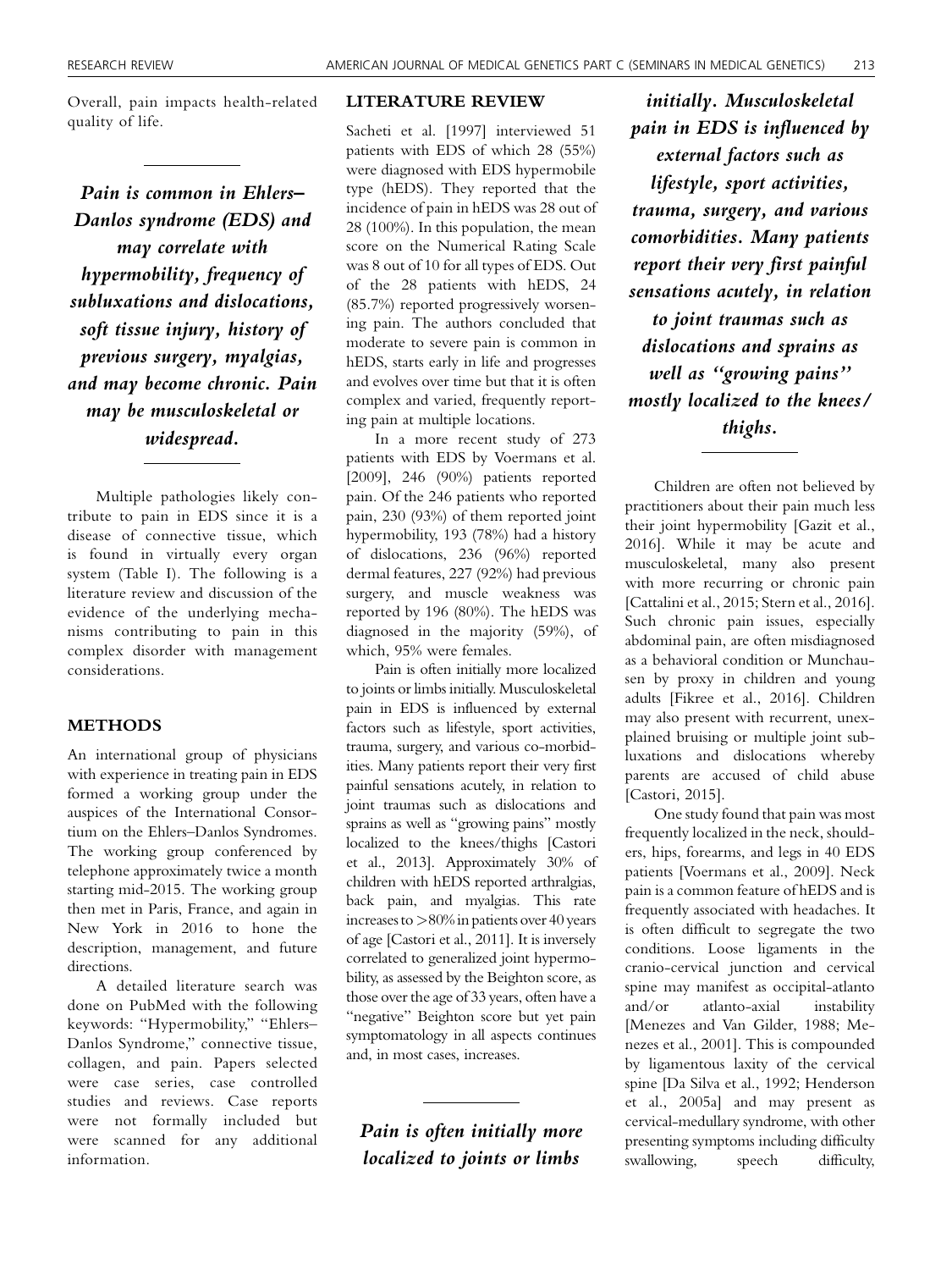Overall, pain impacts health-related quality of life.

***Pain is common in Ehlers–Danlos syndrome (EDS) and may correlate with hypermobility, frequency of subluxations and dislocations, soft tissue injury, history of previous surgery, myalgias, and may become chronic. Pain may be musculoskeletal or widespread.***

Multiple pathologies likely contribute to pain in EDS since it is a disease of connective tissue, which is found in virtually every organ system (Table I). The following is a literature review and discussion of the evidence of the underlying mechanisms contributing to pain in this complex disorder with management considerations.

## METHODS

An international group of physicians with experience in treating pain in EDS formed a working group under the auspices of the International Consortium on the Ehlers–Danlos Syndromes. The working group conferenced by telephone approximately twice a month starting mid-2015. The working group then met in Paris, France, and again in New York in 2016 to hone the description, management, and future directions.

A detailed literature search was done on PubMed with the following keywords: "Hypermobility," "Ehlers–Danlos Syndrome," connective tissue, collagen, and pain. Papers selected were case series, case controlled studies and reviews. Case reports were not formally included but were scanned for any additional information.

## LITERATURE REVIEW

Sacheti et al. [1997] interviewed 51 patients with EDS of which 28 (55%) were diagnosed with EDS hypermobile type (hEDS). They reported that the incidence of pain in hEDS was 28 out of 28 (100%). In this population, the mean score on the Numerical Rating Scale was 8 out of 10 for all types of EDS. Out of the 28 patients with hEDS, 24 (85.7%) reported progressively worsening pain. The authors concluded that moderate to severe pain is common in hEDS, starts early in life and progresses and evolves over time but that it is often complex and varied, frequently reporting pain at multiple locations.

In a more recent study of 273 patients with EDS by Voermans et al. [2009], 246 (90%) patients reported pain. Of the 246 patients who reported pain, 230 (93%) of them reported joint hypermobility, 193 (78%) had a history of dislocations, 236 (96%) reported dermal features, 227 (92%) had previous surgery, and muscle weakness was reported by 196 (80%). The hEDS was diagnosed in the majority (59%), of which, 95% were females.

Pain is often initially more localized to joints or limbs initially. Musculoskeletal pain in EDS is influenced by external factors such as lifestyle, sport activities, trauma, surgery, and various co-morbidities. Many patients report their very first painful sensations acutely, in relation to joint traumas such as dislocations and sprains as well as "growing pains" mostly localized to the knees/thighs [Castori et al., 2013]. Approximately 30% of children with hEDS reported arthralgias, back pain, and myalgias. This rate increases to >80% in patients over 40 years of age [Castori et al., 2011]. It is inversely correlated to generalized joint hypermobility, as assessed by the Beighton score, as those over the age of 33 years, often have a "negative" Beighton score but yet pain symptomatology in all aspects continues and, in most cases, increases.

***Pain is often initially more localized to joints or limbs initially. Musculoskeletal pain in EDS is influenced by external factors such as lifestyle, sport activities, trauma, surgery, and various comorbidities. Many patients report their very first painful sensations acutely, in relation to joint traumas such as dislocations and sprains as well as "growing pains" mostly localized to the knees/thighs.***

Children are often not believed by practitioners about their pain much less their joint hypermobility [Gazit et al., 2016]. While it may be acute and musculoskeletal, many also present with more recurring or chronic pain [Cattalini et al., 2015; Stern et al., 2016]. Such chronic pain issues, especially abdominal pain, are often misdiagnosed as a behavioral condition or Munchausen by proxy in children and young adults [Fikree et al., 2016]. Children may also present with recurrent, unexplained bruising or multiple joint subluxations and dislocations whereby parents are accused of child abuse [Castori, 2015].

One study found that pain was most frequently localized in the neck, shoulders, hips, forearms, and legs in 40 EDS patients [Voermans et al., 2009]. Neck pain is a common feature of hEDS and is frequently associated with headaches. It is often difficult to segregate the two conditions. Loose ligaments in the cranio-cervical junction and cervical spine may manifest as occipital-atlanto and/or atlanto-axial instability [Menezes and Van Gilder, 1988; Menezes et al., 2001]. This is compounded by ligamentous laxity of the cervical spine [Da Silva et al., 1992; Henderson et al., 2005a] and may present as cervical-medullary syndrome, with other presenting symptoms including difficulty swallowing, speech difficulty,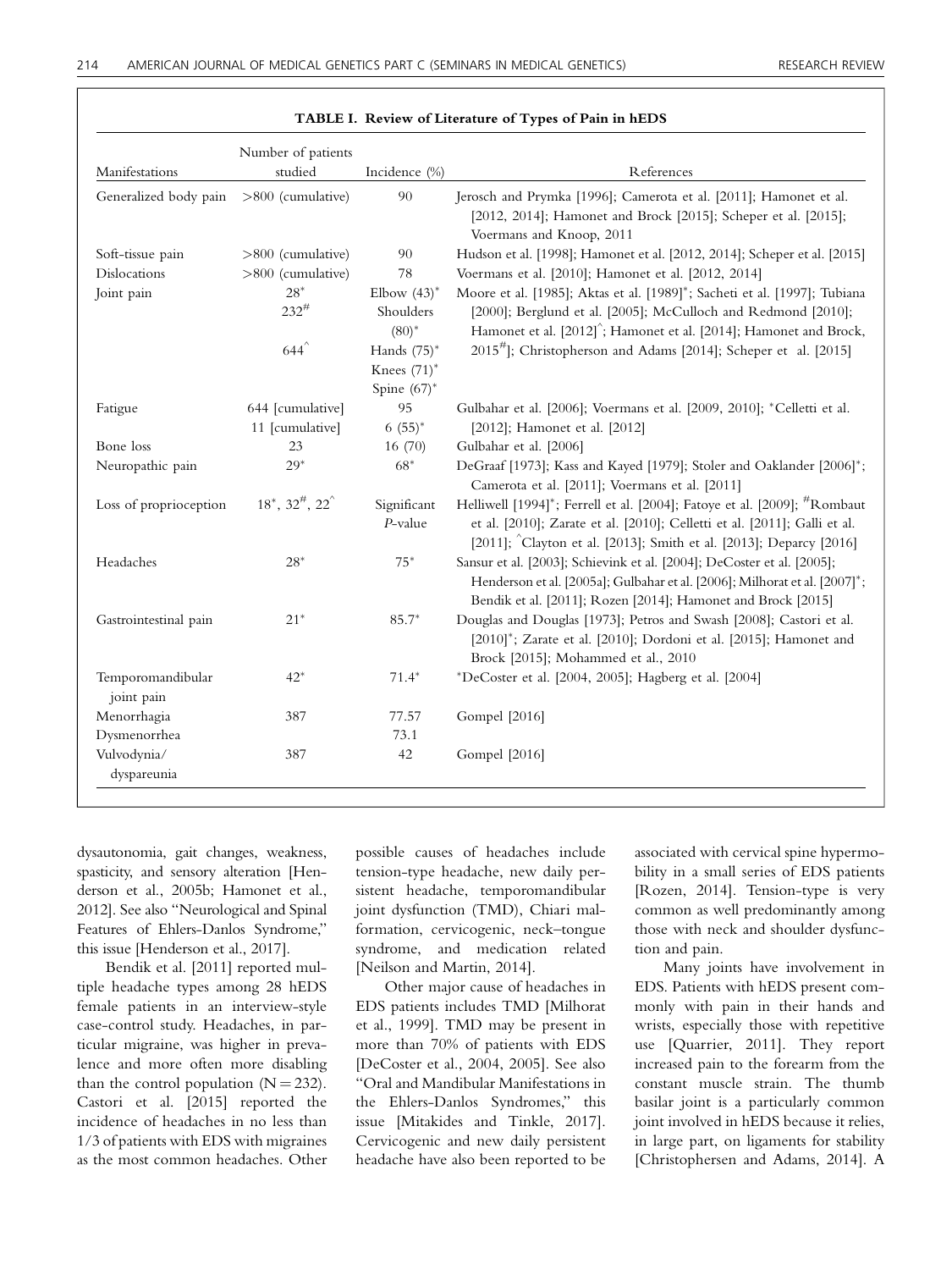**TABLE I. Review of Literature of Types of Pain in hEDS**

| Manifestations | Number of patients studied | Incidence (%) | References |
|---|---|---|---|
| Generalized body pain | >800 (cumulative) | 90 | Jerosch and Prymka [1996]; Camerota et al. [2011]; Hamonet et al. [2012, 2014]; Hamonet and Brock [2015]; Scheper et al. [2015]; Voermans and Knoop, 2011 |
| Soft-tissue pain | >800 (cumulative) | 90 | Hudson et al. [1998]; Hamonet et al. [2012, 2014]; Scheper et al. [2015] |
| Dislocations | >800 (cumulative) | 78 | Voermans et al. [2010]; Hamonet et al. [2012, 2014] |
| Joint pain | 28* <br> 232# <br> 644^ | Elbow (43)* <br> Shoulders (80)* <br> Hands (75)* <br> Knees (71)* <br> Spine (67)* | Moore et al. [1985]; Aktas et al. [1989]*; Sacheti et al. [1997]; Tubiana [2000]; Berglund et al. [2005]; McCulloch and Redmond [2010]; Hamonet et al. [2012]^; Hamonet et al. [2014]; Hamonet and Brock, 2015#]; Christopherson and Adams [2014]; Scheper et al. [2015] |
| Fatigue | 644 [cumulative] <br> 11 [cumulative] | 95 <br> 6 (55)* | Gulbahar et al. [2006]; Voermans et al. [2009, 2010]; *Celletti et al. [2012]; Hamonet et al. [2012] |
| Bone loss | 23 | 16 (70) | Gulbahar et al. [2006] |
| Neuropathic pain | 29* | 68* | DeGraaf [1973]; Kass and Kayed [1979]; Stoler and Oaklander [2006]*; Camerota et al. [2011]; Voermans et al. [2011] |
| Loss of proprioception | 18*, 32#, 22^ | Significant *P*-value | Helliwell [1994]*; Ferrell et al. [2004]; Fatoye et al. [2009]; #Rombaut et al. [2010]; Zarate et al. [2010]; Celletti et al. [2011]; Galli et al. [2011]; ^Clayton et al. [2013]; Smith et al. [2013]; Deparcy [2016] |
| Headaches | 28* | 75* | Sansur et al. [2003]; Schievink et al. [2004]; DeCoster et al. [2005]; Henderson et al. [2005a]; Gulbahar et al. [2006]; Milhorat et al. [2007]*; Bendik et al. [2011]; Rozen [2014]; Hamonet and Brock [2015] |
| Gastrointestinal pain | 21* | 85.7* | Douglas and Douglas [1973]; Petros and Swash [2008]; Castori et al. [2010]*; Zarate et al. [2010]; Dordoni et al. [2015]; Hamonet and Brock [2015]; Mohammed et al., 2010 |
| Temporomandibular joint pain | 42* | 71.4* | *DeCoster et al. [2004, 2005]; Hagberg et al. [2004] |
| Menorrhagia | 387 | 77.57 | Gompel [2016] |
| Dysmenorrhea | | 73.1 | |
| Vulvodynia/dyspareunia | 387 | 42 | Gompel [2016] |

dysautonomia, gait changes, weakness, spasticity, and sensory alteration [Henderson et al., 2005b; Hamonet et al., 2012]. See also "Neurological and Spinal Features of Ehlers-Danlos Syndrome," this issue [Henderson et al., 2017].

Bendik et al. [2011] reported multiple headache types among 28 hEDS female patients in an interview-style case-control study. Headaches, in particular migraine, was higher in prevalence and more often more disabling than the control population (N = 232). Castori et al. [2015] reported the incidence of headaches in no less than 1/3 of patients with EDS with migraines as the most common headaches. Other possible causes of headaches include tension-type headache, new daily persistent headache, temporomandibular joint dysfunction (TMD), Chiari malformation, cervicogenic, neck–tongue syndrome, and medication related [Neilson and Martin, 2014].

Other major cause of headaches in EDS patients includes TMD [Milhorat et al., 1999]. TMD may be present in more than 70% of patients with EDS [DeCoster et al., 2004, 2005]. See also "Oral and Mandibular Manifestations in the Ehlers-Danlos Syndromes," this issue [Mitakides and Tinkle, 2017]. Cervicogenic and new daily persistent headache have also been reported to be associated with cervical spine hypermobility in a small series of EDS patients [Rozen, 2014]. Tension-type is very common as well predominantly among those with neck and shoulder dysfunction and pain.

Many joints have involvement in EDS. Patients with hEDS present commonly with pain in their hands and wrists, especially those with repetitive use [Quarrier, 2011]. They report increased pain to the forearm from the constant muscle strain. The thumb basilar joint is a particularly common joint involved in hEDS because it relies, in large part, on ligaments for stability [Christophersen and Adams, 2014]. A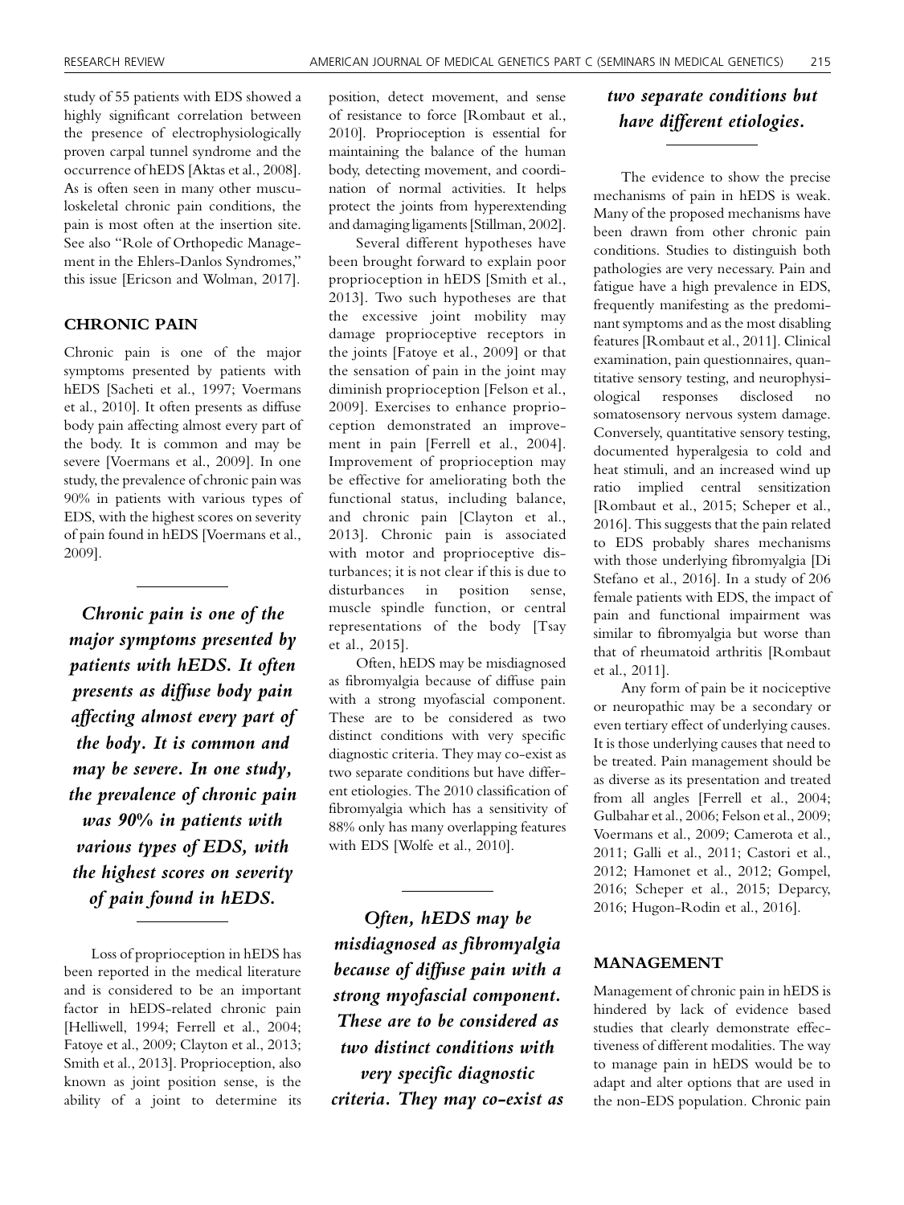study of 55 patients with EDS showed a highly significant correlation between the presence of electrophysiologically proven carpal tunnel syndrome and the occurrence of hEDS [Aktas et al., 2008]. As is often seen in many other musculoskeletal chronic pain conditions, the pain is most often at the insertion site. See also "Role of Orthopedic Management in the Ehlers-Danlos Syndromes," this issue [Ericson and Wolman, 2017].

## CHRONIC PAIN

Chronic pain is one of the major symptoms presented by patients with hEDS [Sacheti et al., 1997; Voermans et al., 2010]. It often presents as diffuse body pain affecting almost every part of the body. It is common and may be severe [Voermans et al., 2009]. In one study, the prevalence of chronic pain was 90% in patients with various types of EDS, with the highest scores on severity of pain found in hEDS [Voermans et al., 2009].

> *Chronic pain is one of the major symptoms presented by patients with hEDS. It often presents as diffuse body pain affecting almost every part of the body. It is common and may be severe. In one study, the prevalence of chronic pain was 90% in patients with various types of EDS, with the highest scores on severity of pain found in hEDS.*

Loss of proprioception in hEDS has been reported in the medical literature and is considered to be an important factor in hEDS-related chronic pain [Helliwell, 1994; Ferrell et al., 2004; Fatoye et al., 2009; Clayton et al., 2013; Smith et al., 2013]. Proprioception, also known as joint position sense, is the ability of a joint to determine its position, detect movement, and sense of resistance to force [Rombaut et al., 2010]. Proprioception is essential for maintaining the balance of the human body, detecting movement, and coordination of normal activities. It helps protect the joints from hyperextending and damaging ligaments [Stillman, 2002].

Several different hypotheses have been brought forward to explain poor proprioception in hEDS [Smith et al., 2013]. Two such hypotheses are that the excessive joint mobility may damage proprioceptive receptors in the joints [Fatoye et al., 2009] or that the sensation of pain in the joint may diminish proprioception [Felson et al., 2009]. Exercises to enhance proprioception demonstrated an improvement in pain [Ferrell et al., 2004]. Improvement of proprioception may be effective for ameliorating both the functional status, including balance, and chronic pain [Clayton et al., 2013]. Chronic pain is associated with motor and proprioceptive disturbances; it is not clear if this is due to disturbances in position sense, muscle spindle function, or central representations of the body [Tsay et al., 2015].

Often, hEDS may be misdiagnosed as fibromyalgia because of diffuse pain with a strong myofascial component. These are to be considered as two distinct conditions with very specific diagnostic criteria. They may co-exist as two separate conditions but have different etiologies. The 2010 classification of fibromyalgia which has a sensitivity of 88% only has many overlapping features with EDS [Wolfe et al., 2010].

> *Often, hEDS may be misdiagnosed as fibromyalgia because of diffuse pain with a strong myofascial component. These are to be considered as two distinct conditions with very specific diagnostic criteria. They may co-exist as two separate conditions but have different etiologies.*

The evidence to show the precise mechanisms of pain in hEDS is weak. Many of the proposed mechanisms have been drawn from other chronic pain conditions. Studies to distinguish both pathologies are very necessary. Pain and fatigue have a high prevalence in EDS, frequently manifesting as the predominant symptoms and as the most disabling features [Rombaut et al., 2011]. Clinical examination, pain questionnaires, quantitative sensory testing, and neurophysiological responses disclosed no somatosensory nervous system damage. Conversely, quantitative sensory testing, documented hyperalgesia to cold and heat stimuli, and an increased wind up ratio implied central sensitization [Rombaut et al., 2015; Scheper et al., 2016]. This suggests that the pain related to EDS probably shares mechanisms with those underlying fibromyalgia [Di Stefano et al., 2016]. In a study of 206 female patients with EDS, the impact of pain and functional impairment was similar to fibromyalgia but worse than that of rheumatoid arthritis [Rombaut et al., 2011].

Any form of pain be it nociceptive or neuropathic may be a secondary or even tertiary effect of underlying causes. It is those underlying causes that need to be treated. Pain management should be as diverse as its presentation and treated from all angles [Ferrell et al., 2004; Gulbahar et al., 2006; Felson et al., 2009; Voermans et al., 2009; Camerota et al., 2011; Galli et al., 2011; Castori et al., 2012; Hamonet et al., 2012; Gompel, 2016; Scheper et al., 2015; Deparcy, 2016; Hugon-Rodin et al., 2016].

## MANAGEMENT

Management of chronic pain in hEDS is hindered by lack of evidence based studies that clearly demonstrate effectiveness of different modalities. The way to manage pain in hEDS would be to adapt and alter options that are used in the non-EDS population. Chronic pain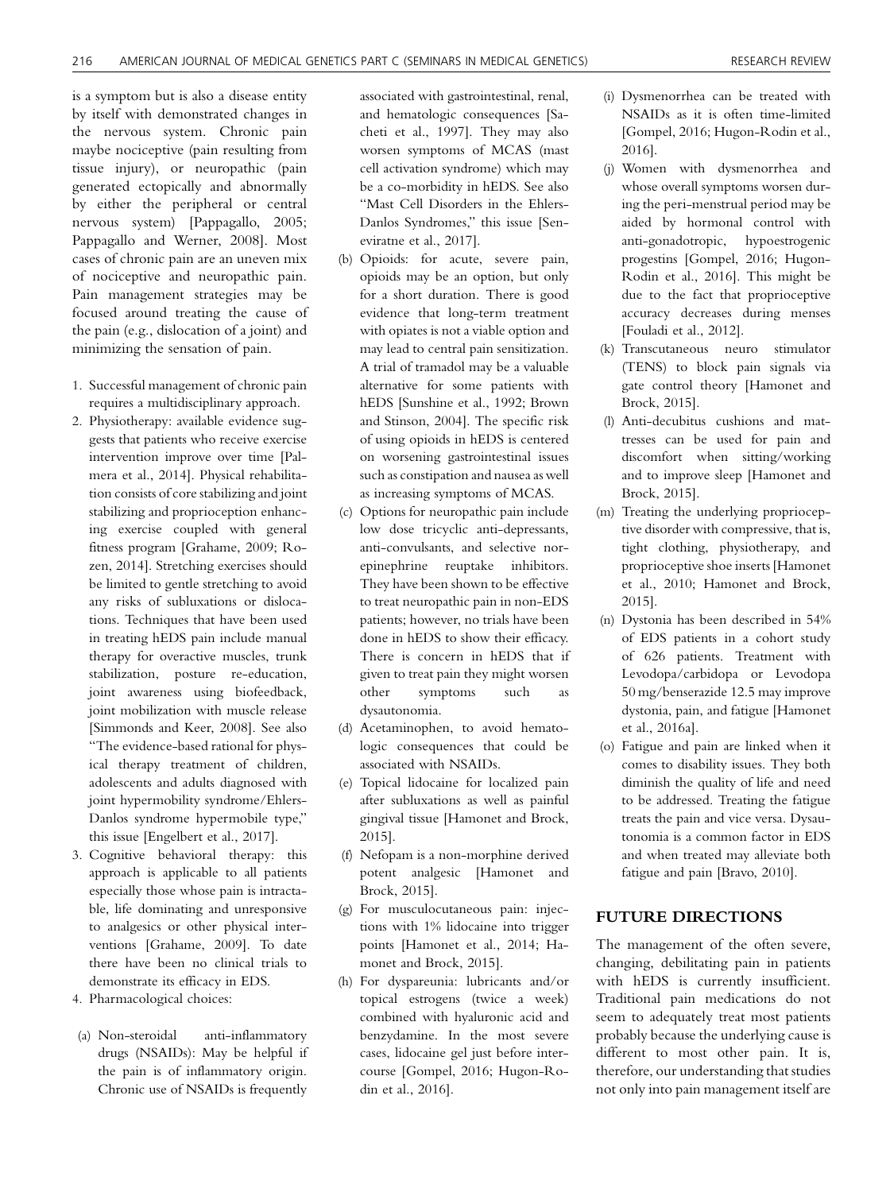is a symptom but is also a disease entity by itself with demonstrated changes in the nervous system. Chronic pain maybe nociceptive (pain resulting from tissue injury), or neuropathic (pain generated ectopically and abnormally by either the peripheral or central nervous system) [Pappagallo, 2005; Pappagallo and Werner, 2008]. Most cases of chronic pain are an uneven mix of nociceptive and neuropathic pain. Pain management strategies may be focused around treating the cause of the pain (e.g., dislocation of a joint) and minimizing the sensation of pain.

1. Successful management of chronic pain requires a multidisciplinary approach.
2. Physiotherapy: available evidence suggests that patients who receive exercise intervention improve over time [Palmera et al., 2014]. Physical rehabilitation consists of core stabilizing and joint stabilizing and proprioception enhancing exercise coupled with general fitness program [Grahame, 2009; Rozen, 2014]. Stretching exercises should be limited to gentle stretching to avoid any risks of subluxations or dislocations. Techniques that have been used in treating hEDS pain include manual therapy for overactive muscles, trunk stabilization, posture re-education, joint awareness using biofeedback, joint mobilization with muscle release [Simmonds and Keer, 2008]. See also "The evidence-based rational for physical therapy treatment of children, adolescents and adults diagnosed with joint hypermobility syndrome/Ehlers-Danlos syndrome hypermobile type," this issue [Engelbert et al., 2017].
3. Cognitive behavioral therapy: this approach is applicable to all patients especially those whose pain is intractable, life dominating and unresponsive to analgesics or other physical interventions [Grahame, 2009]. To date there have been no clinical trials to demonstrate its efficacy in EDS.
4. Pharmacological choices:

(a) Non-steroidal anti-inflammatory drugs (NSAIDs): May be helpful if the pain is of inflammatory origin. Chronic use of NSAIDs is frequently associated with gastrointestinal, renal, and hematologic consequences [Sacheti et al., 1997]. They may also worsen symptoms of MCAS (mast cell activation syndrome) which may be a co-morbidity in hEDS. See also "Mast Cell Disorders in the Ehlers-Danlos Syndromes," this issue [Seneviratne et al., 2017].

(b) Opioids: for acute, severe pain, opioids may be an option, but only for a short duration. There is good evidence that long-term treatment with opiates is not a viable option and may lead to central pain sensitization. A trial of tramadol may be a valuable alternative for some patients with hEDS [Sunshine et al., 1992; Brown and Stinson, 2004]. The specific risk of using opioids in hEDS is centered on worsening gastrointestinal issues such as constipation and nausea as well as increasing symptoms of MCAS.

(c) Options for neuropathic pain include low dose tricyclic anti-depressants, anti-convulsants, and selective norepinephrine reuptake inhibitors. They have been shown to be effective to treat neuropathic pain in non-EDS patients; however, no trials have been done in hEDS to show their efficacy. There is concern in hEDS that if given to treat pain they might worsen other symptoms such as dysautonomia.

(d) Acetaminophen, to avoid hematologic consequences that could be associated with NSAIDs.

(e) Topical lidocaine for localized pain after subluxations as well as painful gingival tissue [Hamonet and Brock, 2015].

(f) Nefopam is a non-morphine derived potent analgesic [Hamonet and Brock, 2015].

(g) For musculocutaneous pain: injections with 1% lidocaine into trigger points [Hamonet et al., 2014; Hamonet and Brock, 2015].

(h) For dyspareunia: lubricants and/or topical estrogens (twice a week) combined with hyaluronic acid and benzydamine. In the most severe cases, lidocaine gel just before intercourse [Gompel, 2016; Hugon-Rodin et al., 2016].

(i) Dysmenorrhea can be treated with NSAIDs as it is often time-limited [Gompel, 2016; Hugon-Rodin et al., 2016].

(j) Women with dysmenorrhea and whose overall symptoms worsen during the peri-menstrual period may be aided by hormonal control with anti-gonadotropic, hypoestrogenic progestins [Gompel, 2016; Hugon-Rodin et al., 2016]. This might be due to the fact that proprioceptive accuracy decreases during menses [Fouladi et al., 2012].

(k) Transcutaneous neuro stimulator (TENS) to block pain signals via gate control theory [Hamonet and Brock, 2015].

(l) Anti-decubitus cushions and mattresses can be used for pain and discomfort when sitting/working and to improve sleep [Hamonet and Brock, 2015].

(m) Treating the underlying proprioceptive disorder with compressive, that is, tight clothing, physiotherapy, and proprioceptive shoe inserts [Hamonet et al., 2010; Hamonet and Brock, 2015].

(n) Dystonia has been described in 54% of EDS patients in a cohort study of 626 patients. Treatment with Levodopa/carbidopa or Levodopa 50 mg/benserazide 12.5 may improve dystonia, pain, and fatigue [Hamonet et al., 2016a].

(o) Fatigue and pain are linked when it comes to disability issues. They both diminish the quality of life and need to be addressed. Treating the fatigue treats the pain and vice versa. Dysautonomia is a common factor in EDS and when treated may alleviate both fatigue and pain [Bravo, 2010].

## FUTURE DIRECTIONS

The management of the often severe, changing, debilitating pain in patients with hEDS is currently insufficient. Traditional pain medications do not seem to adequately treat most patients probably because the underlying cause is different to most other pain. It is, therefore, our understanding that studies not only into pain management itself are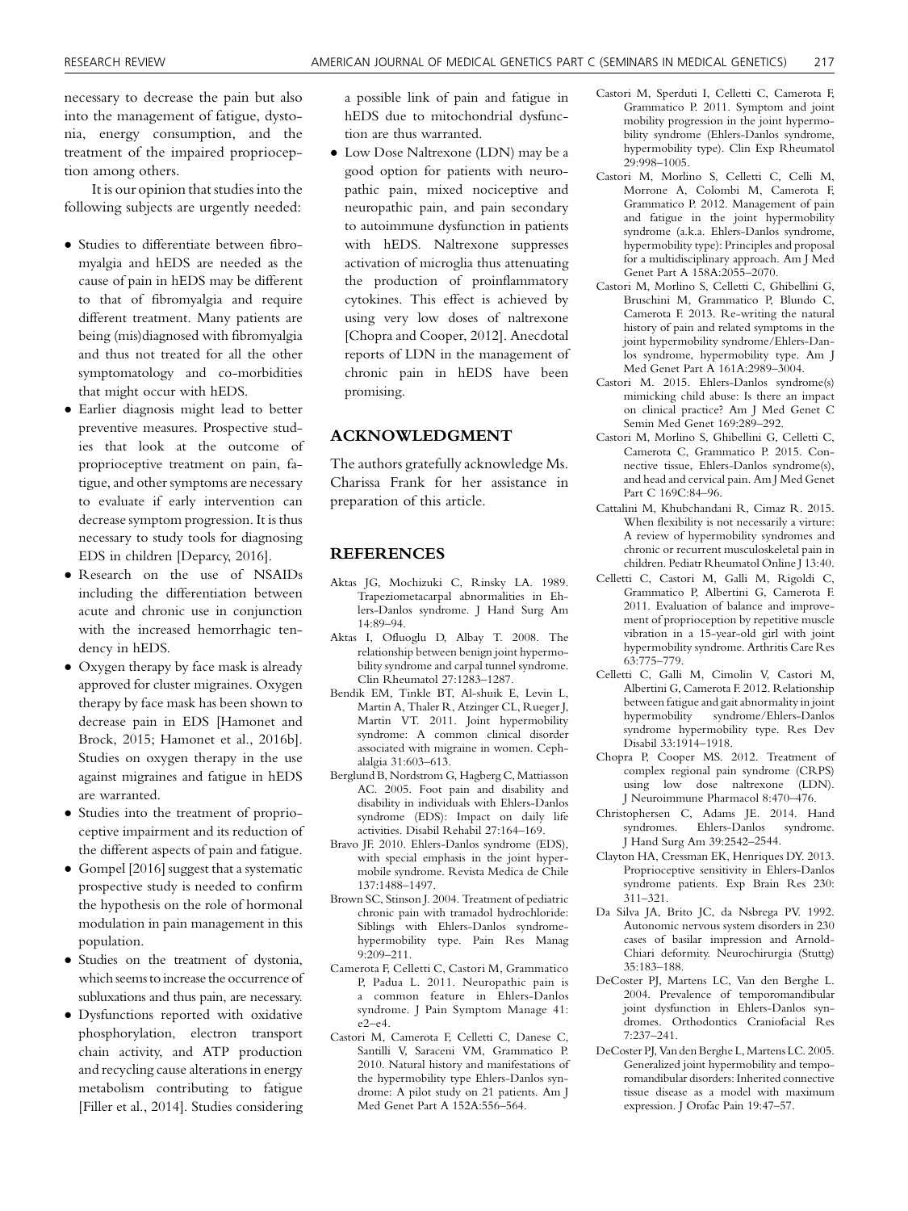necessary to decrease the pain but also into the management of fatigue, dystonia, energy consumption, and the treatment of the impaired proprioception among others.

It is our opinion that studies into the following subjects are urgently needed:

- Studies to differentiate between fibromyalgia and hEDS are needed as the cause of pain in hEDS may be different to that of fibromyalgia and require different treatment. Many patients are being (mis)diagnosed with fibromyalgia and thus not treated for all the other symptomatology and co-morbidities that might occur with hEDS.
- Earlier diagnosis might lead to better preventive measures. Prospective studies that look at the outcome of proprioceptive treatment on pain, fatigue, and other symptoms are necessary to evaluate if early intervention can decrease symptom progression. It is thus necessary to study tools for diagnosing EDS in children [Deparcy, 2016].
- Research on the use of NSAIDs including the differentiation between acute and chronic use in conjunction with the increased hemorrhagic tendency in hEDS.
- Oxygen therapy by face mask is already approved for cluster migraines. Oxygen therapy by face mask has been shown to decrease pain in EDS [Hamonet and Brock, 2015; Hamonet et al., 2016b]. Studies on oxygen therapy in the use against migraines and fatigue in hEDS are warranted.
- Studies into the treatment of proprioceptive impairment and its reduction of the different aspects of pain and fatigue.
- Gompel [2016] suggest that a systematic prospective study is needed to confirm the hypothesis on the role of hormonal modulation in pain management in this population.
- Studies on the treatment of dystonia, which seems to increase the occurrence of subluxations and thus pain, are necessary.
- Dysfunctions reported with oxidative phosphorylation, electron transport chain activity, and ATP production and recycling cause alterations in energy metabolism contributing to fatigue [Filler et al., 2014]. Studies considering a possible link of pain and fatigue in hEDS due to mitochondrial dysfunction are thus warranted.
- Low Dose Naltrexone (LDN) may be a good option for patients with neuropathic pain, mixed nociceptive and neuropathic pain, and pain secondary to autoimmune dysfunction in patients with hEDS. Naltrexone suppresses activation of microglia thus attenuating the production of proinflammatory cytokines. This effect is achieved by using very low doses of naltrexone [Chopra and Cooper, 2012]. Anecdotal reports of LDN in the management of chronic pain in hEDS have been promising.

## ACKNOWLEDGMENT

The authors gratefully acknowledge Ms. Charissa Frank for her assistance in preparation of this article.

## REFERENCES

Aktas JG, Mochizuki C, Rinsky LA. 1989. Trapeziometacarpal abnormalities in Ehlers-Danlos syndrome. J Hand Surg Am 14:89–94.

Aktas I, Ofluoglu D, Albay T. 2008. The relationship between benign joint hypermobility syndrome and carpal tunnel syndrome. Clin Rheumatol 27:1283–1287.

Bendik EM, Tinkle BT, Al-shuik E, Levin L, Martin A, Thaler R, Atzinger CL, Rueger J, Martin VT. 2011. Joint hypermobility syndrome: A common clinical disorder associated with migraine in women. Cephalalgia 31:603–613.

Berglund B, Nordstrom G, Hagberg C, Mattiasson AC. 2005. Foot pain and disability and disability in individuals with Ehlers-Danlos syndrome (EDS): Impact on daily life activities. Disabil Rehabil 27:164–169.

Bravo JF. 2010. Ehlers-Danlos syndrome (EDS), with special emphasis in the joint hypermobile syndrome. Revista Medica de Chile 137:1488–1497.

Brown SC, Stinson J. 2004. Treatment of pediatric chronic pain with tramadol hydrochloride: Siblings with Ehlers-Danlos syndrome-hypermobility type. Pain Res Manag 9:209–211.

Camerota F, Celletti C, Castori M, Grammatico P, Padua L. 2011. Neuropathic pain is a common feature in Ehlers-Danlos syndrome. J Pain Symptom Manage 41: e2–e4.

Castori M, Camerota F, Celletti C, Danese C, Santilli V, Saraceni VM, Grammatico P. 2010. Natural history and manifestations of the hypermobility type Ehlers-Danlos syndrome: A pilot study on 21 patients. Am J Med Genet Part A 152A:556–564.

Castori M, Sperduti I, Celletti C, Camerota F, Grammatico P. 2011. Symptom and joint mobility progression in the joint hypermobility syndrome (Ehlers-Danlos syndrome, hypermobility type). Clin Exp Rheumatol 29:998–1005.

Castori M, Morlino S, Celletti C, Celli M, Morrone A, Colombi M, Camerota F, Grammatico P. 2012. Management of pain and fatigue in the joint hypermobility syndrome (a.k.a. Ehlers-Danlos syndrome, hypermobility type): Principles and proposal for a multidisciplinary approach. Am J Med Genet Part A 158A:2055–2070.

Castori M, Morlino S, Celletti C, Ghibellini G, Bruschini M, Grammatico P, Blundo C, Camerota F. 2013. Re-writing the natural history of pain and related symptoms in the joint hypermobility syndrome/Ehlers-Danlos syndrome, hypermobility type. Am J Med Genet Part A 161A:2989–3004.

Castori M. 2015. Ehlers-Danlos syndrome(s) mimicking child abuse: Is there an impact on clinical practice? Am J Med Genet C Semin Med Genet 169:289–292.

Castori M, Morlino S, Ghibellini G, Celletti C, Camerota C, Grammatico P. 2015. Connective tissue, Ehlers-Danlos syndrome(s), and head and cervical pain. Am J Med Genet Part C 169C:84–96.

Cattalini M, Khubchandani R, Cimaz R. 2015. When flexibility is not necessarily a virtue: A review of hypermobility syndromes and chronic or recurrent musculoskeletal pain in children. Pediatr Rheumatol Online J 13:40.

Celletti C, Castori M, Galli M, Rigoldi C, Grammatico P, Albertini G, Camerota F. 2011. Evaluation of balance and improvement of proprioception by repetitive muscle vibration in a 15-year-old girl with joint hypermobility syndrome. Arthritis Care Res 63:775–779.

Celletti C, Galli M, Cimolin V, Castori M, Albertini G, Camerota F. 2012. Relationship between fatigue and gait abnormality in joint hypermobility syndrome/Ehlers-Danlos syndrome hypermobility type. Res Dev Disabil 33:1914–1918.

Chopra P, Cooper MS. 2012. Treatment of complex regional pain syndrome (CRPS) using low dose naltrexone (LDN). J Neuroimmune Pharmacol 8:470–476.

Christophersen C, Adams JE. 2014. Hand syndromes. Ehlers-Danlos syndrome. J Hand Surg Am 39:2542–2544.

Clayton HA, Cressman EK, Henriques DY. 2013. Proprioceptive sensitivity in Ehlers-Danlos syndrome patients. Exp Brain Res 230: 311–321.

Da Silva JA, Brito JC, da Nsbrega PV. 1992. Autonomic nervous system disorders in 230 cases of basilar impression and Arnold-Chiari deformity. Neurochirurgia (Stuttg) 35:183–188.

DeCoster PJ, Martens LC, Van den Berghe L. 2004. Prevalence of temporomandibular joint dysfunction in Ehlers-Danlos syndromes. Orthodontics Craniofacial Res 7:237–241.

DeCoster PJ, Van den Berghe L, Martens LC. 2005. Generalized joint hypermobility and temporomandibular disorders: Inherited connective tissue disease as a model with maximum expression. J Orofac Pain 19:47–57.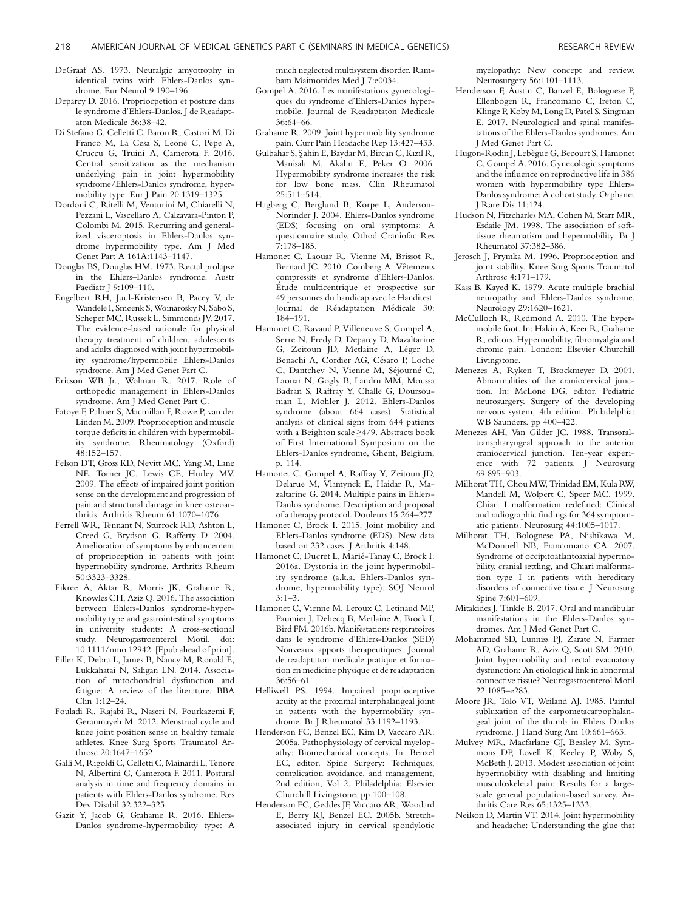DeGraaf AS. 1973. Neuralgic amyotrophy in identical twins with Ehlers-Danlos syndrome. Eur Neurol 9:190–196.

Deparcy D. 2016. Propriocpetion et posture dans le syndrome d'Ehlers-Danlos. J de Readaptaton Medicale 36:38–42.

Di Stefano G, Celletti C, Baron R, Castori M, Di Franco M, La Cesa S, Leone C, Pepe A, Cruccu G, Truini A, Camerota F. 2016. Central sensitization as the mechanism underlying pain in joint hypermobility syndrome/Ehlers-Danlos syndrome, hypermobility type. Eur J Pain 20:1319–1325.

Dordoni C, Ritelli M, Venturini M, Chiarelli N, Pezzani L, Vascellaro A, Calzavara-Pinton P, Colombi M. 2015. Recurring and generalized visceroptosis in Ehlers-Danlos syndrome hypermobility type. Am J Med Genet Part A 161A:1143–1147.

Douglas BS, Douglas HM. 1973. Rectal prolapse in the Ehlers–Danlos syndrome. Austr Paediatr J 9:109–110.

Engelbert RH, Juul-Kristensen B, Pacey V, de Wandele I, Smeenk S, Woinarosky N, Sabo S, Scheper MC, Russek L, Simmonds JV. 2017. The evidence-based rationale for physical therapy treatment of children, adolescents and adults diagnosed with joint hypermobility syndrome/hypermobile Ehlers-Danlos syndrome. Am J Med Genet Part C.

Ericson WB Jr., Wolman R. 2017. Role of orthopedic management in Ehlers-Danlos syndrome. Am J Med Genet Part C.

Fatoye F, Palmer S, Macmillan F, Rowe P, van der Linden M. 2009. Proprioception and muscle torque deficits in children with hypermobility syndrome. Rheumatology (Oxford) 48:152–157.

Felson DT, Gross KD, Nevitt MC, Yang M, Lane NE, Torner JC, Lewis CE, Hurley MV. 2009. The effects of impaired joint position sense on the development and progression of pain and structural damage in knee osteoarthritis. Arthritis Rheum 61:1070–1076.

Ferrell WR, Tennant N, Sturrock RD, Ashton L, Creed G, Brydson G, Rafferty D. 2004. Amelioration of symptoms by enhancement of proprioception in patients with joint hypermobility syndrome. Arthritis Rheum 50:3323–3328.

Fikree A, Aktar R, Morris JK, Grahame R, Knowles CH, Aziz Q. 2016. The association between Ehlers-Danlos syndrome-hypermobility type and gastrointestinal symptoms in university students: A cross-sectional study. Neurogastroenterol Motil. doi: 10.1111/nmo.12942. [Epub ahead of print].

Filler K, Debra L, James B, Nancy M, Ronald E, Lukkahatai N, Saligan LN. 2014. Association of mitochondrial dysfunction and fatigue: A review of the literature. BBA Clin 1:12–24.

Fouladi R, Rajabi R, Naseri N, Pourkazemi F, Geranmayeh M. 2012. Menstrual cycle and knee joint position sense in healthy female athletes. Knee Surg Sports Traumatol Arthrosc 20:1647–1652.

Galli M, Rigoldi C, Celletti C, Mainardi L, Tenore N, Albertini G, Camerota F. 2011. Postural analysis in time and frequency domains in patients with Ehlers-Danlos syndrome. Res Dev Disabil 32:322–325.

Gazit Y, Jacob G, Grahame R. 2016. Ehlers-Danlos syndrome-hypermobility type: A much neglected multisystem disorder. Rambam Maimonides Med J 7:e0034.

Gompel A. 2016. Les manifestations gynecologiques du syndrome d'Ehlers-Danlos hypermobile. Journal de Readaptaton Medicale 36:64–66.

Grahame R. 2009. Joint hypermobility syndrome pain. Curr Pain Headache Rep 13:427–433.

Gulbahar S, Şahin E, Baydar M, Bircan C, Kızıl R, Manisalı M, Akalın E, Peker O. 2006. Hypermobility syndrome increases the risk for low bone mass. Clin Rheumatol 25:511–514.

Hagberg C, Berglund B, Korpe L, Anderson-Norinder J. 2004. Ehlers-Danlos syndrome (EDS) focusing on oral symptoms: A questionnaire study. Othod Craniofac Res 7:178–185.

Hamonet C, Laouar R, Vienne M, Brissot R, Bernard JC. 2010. Comberg A. Vêtements compressifs et syndrome d'Ehlers-Danlos. Étude multicentrique et prospective sur 49 personnes du handicap avec le Handitest. Journal de Réadaptation Médicale 30: 184–191.

Hamonet C, Ravaud P, Villeneuve S, Gompel A, Serre N, Fredy D, Deparcy D, Mazaltarine G, Zeitoun JD, Metlaine A, Léger D, Benachi A, Cordier AG, Césaro P, Loche C, Dantchev N, Vienne M, Séjourné C, Laouar N, Gogly B, Landru MM, Moussa Badran S, Raffray Y, Challe G, Doursounian L, Mohler J. 2012. Ehlers-Danlos syndrome (about 664 cases). Statistical analysis of clinical signs from 644 patients with a Beighton scale≥4/9. Abstracts book of First International Symposium on the Ehlers-Danlos syndrome, Ghent, Belgium, p. 114.

Hamonet C, Gompel A, Raffray Y, Zeitoun JD, Delarue M, Vlamynck E, Haidar R, Mazaltarine G. 2014. Multiple pains in Ehlers-Danlos syndrome. Description and proposal of a therapy protocol. Douleurs 15:264–277.

Hamonet C, Brock I. 2015. Joint mobility and Ehlers-Danlos syndrome (EDS). New data based on 232 cases. J Arthritis 4:148.

Hamonet C, Ducret L, Marié-Tanay C, Brock I. 2016a. Dystonia in the joint hypermobility syndrome (a.k.a. Ehlers-Danlos syndrome, hypermobility type). SOJ Neurol 3:1–3.

Hamonet C, Vienne M, Leroux C, Letinaud MP, Paumier J, Dehecq B, Metlaine A, Brock I, Bird FM. 2016b. Manifestations respiratoires dans le syndrome d'Ehlers-Danlos (SED) Nouveaux apports thérapeutiques. Journal de readaptaton medicale pratique et formation en medicine physique et de readaptation 36:56–61.

Helliwell PS. 1994. Impaired proprioceptive acuity at the proximal interphalangeal joint in patients with the hypermobility syndrome. Br J Rheumatol 33:1192–1193.

Henderson FC, Benzel EC, Kim D, Vaccaro AR. 2005a. Pathophysiology of cervical myelopathy: Biomechanical concepts. In: Benzel EC, editor. Spine Surgery: Techniques, complication avoidance, and management, 2nd edition, Vol 2. Philadelphia: Elsevier Churchill Livingstone. pp 100–108.

Henderson FC, Geddes JF, Vaccaro AR, Woodard E, Berry KJ, Benzel EC. 2005b. Stretch-associated injury in cervical spondylotic myelopathy: New concept and review. Neurosurgery 56:1101–1113.

Henderson F, Austin C, Benzel E, Bolognese P, Ellenbogen R, Francomano C, Ireton C, Klinge P, Koby M, Long D, Patel S, Singman E. 2017. Neurological and spinal manifestations of the Ehlers-Danlos syndromes. Am J Med Genet Part C.

Hugon-Rodin J, Lebègue G, Becourt S, Hamonet C, Gompel A. 2016. Gynecologic symptoms and the influence on reproductive life in 386 women with hypermobility type Ehlers-Danlos syndrome: A cohort study. Orphanet J Rare Dis 11:124.

Hudson N, Fitzcharles MA, Cohen M, Starr MR, Esdaile JM. 1998. The association of soft-tissue rheumatism and hypermobility. Br J Rheumatol 37:382–386.

Jerosch J, Prymka M. 1996. Proprioception and joint stability. Knee Surg Sports Traumatol Arthrosc 4:171–179.

Kass B, Kayed K. 1979. Acute multiple brachial neuropathy and Ehlers-Danlos syndrome. Neurology 29:1620–1621.

McCulloch R, Redmond A. 2010. The hypermobile foot. In: Hakin A, Keer R, Grahame R, editors. Hypermobility, fibromyalgia and chronic pain. London: Elsevier Churchill Livingstone.

Menezes A, Ryken T, Brockmeyer D. 2001. Abnormalities of the craniocervical junction. In: McLone DG, editor. Pediatric neurosurgery. Surgery of the developing nervous system, 4th edition. Philadelphia: WB Saunders. pp 400–422.

Menezes AH, Van Gilder JC. 1988. Transoral-transpharyngeal approach to the anterior craniocervical junction. Ten-year experience with 72 patients. J Neurosurg 69:895–903.

Milhorat TH, Chou MW, Trinidad EM, Kula RW, Mandell M, Wolpert C, Speer MC. 1999. Chiari I malformation redefined: Clinical and radiographic findings for 364 symptomatic patients. Neurosurg 44:1005–1017.

Milhorat TH, Bolognese PA, Nishikawa M, McDonnell NB, Francomano CA. 2007. Syndrome of occipitoatlantoaxial hypermobility, cranial settling, and Chiari malformation type I in patients with hereditary disorders of connective tissue. J Neurosurg Spine 7:601–609.

Mitakides J, Tinkle B. 2017. Oral and mandibular manifestations in the Ehlers-Danlos syndromes. Am J Med Genet Part C.

Mohammed SD, Lunniss PJ, Zarate N, Farmer AD, Grahame R, Aziz Q, Scott SM. 2010. Joint hypermobility and rectal evacuatory dysfunction: An etiological link in abnormal connective tissue? Neurogastroenterol Motil 22:1085–e283.

Moore JR, Tolo VT, Weiland AJ. 1985. Painful subluxation of the carpometacarpophalangeal joint of the thumb in Ehlers Danlos syndrome. J Hand Surg Am 10:661–663.

Mulvey MR, Macfarlane GJ, Beasley M, Symmons DP, Lovell K, Keeley P, Woby S, McBeth J. 2013. Modest association of joint hypermobility with disabling and limiting musculoskeletal pain: Results for a large-scale general population-based survey. Arthritis Care Res 65:1325–1333.

Neilson D, Martin VT. 2014. Joint hypermobility and headache: Understanding the glue that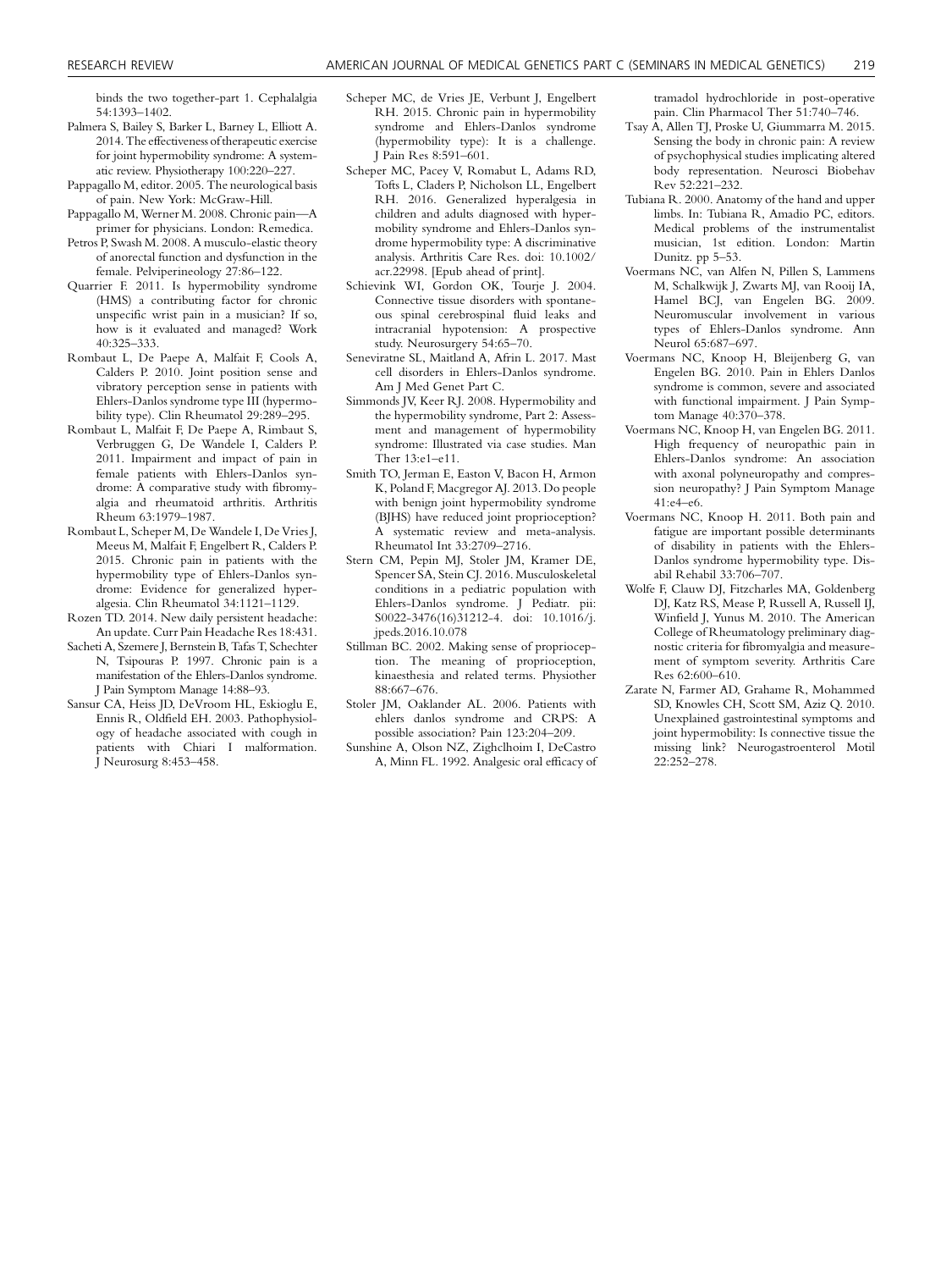binds the two together-part 1. Cephalalgia 54:1393–1402.

Palmera S, Bailey S, Barker L, Barney L, Elliott A. 2014. The effectiveness of therapeutic exercise for joint hypermobility syndrome: A systematic review. Physiotherapy 100:220–227.

Pappagallo M, editor. 2005. The neurological basis of pain. New York: McGraw-Hill.

Pappagallo M, Werner M. 2008. Chronic pain—A primer for physicians. London: Remedica.

Petros P, Swash M. 2008. A musculo-elastic theory of anorectal function and dysfunction in the female. Pelviperineology 27:86–122.

Quarrier F. 2011. Is hypermobility syndrome (HMS) a contributing factor for chronic unspecific wrist pain in a musician? If so, how is it evaluated and managed? Work 40:325–333.

Rombaut L, De Paepe A, Malfait F, Cools A, Calders P. 2010. Joint position sense and vibratory perception sense in patients with Ehlers-Danlos syndrome type III (hypermobility type). Clin Rheumatol 29:289–295.

Rombaut L, Malfait F, De Paepe A, Rimbaut S, Verbruggen G, De Wandele I, Calders P. 2011. Impairment and impact of pain in female patients with Ehlers-Danlos syndrome: A comparative study with fibromyalgia and rheumatoid arthritis. Arthritis Rheum 63:1979–1987.

Rombaut L, Scheper M, De Wandele I, De Vries J, Meeus M, Malfait F, Engelbert R, Calders P. 2015. Chronic pain in patients with the hypermobility type of Ehlers-Danlos syndrome: Evidence for generalized hyperalgesia. Clin Rheumatol 34:1121–1129.

Rozen TD. 2014. New daily persistent headache: An update. Curr Pain Headache Res 18:431.

Sacheti A, Szemere J, Bernstein B, Tafas T, Schechter N, Tsipouras P. 1997. Chronic pain is a manifestation of the Ehlers-Danlos syndrome. J Pain Symptom Manage 14:88–93.

Sansur CA, Heiss JD, DeVroom HL, Eskioglu E, Ennis R, Oldfield EH. 2003. Pathophysiology of headache associated with cough in patients with Chiari I malformation. J Neurosurg 8:453–458.

Scheper MC, de Vries JE, Verbunt J, Engelbert RH. 2015. Chronic pain in hypermobility syndrome and Ehlers-Danlos syndrome (hypermobility type): It is a challenge. J Pain Res 8:591–601.

Scheper MC, Pacey V, Romabut L, Adams RD, Tofts L, Claders P, Nicholson LL, Engelbert RH. 2016. Generalized hyperalgesia in children and adults diagnosed with hypermobility syndrome and Ehlers-Danlos syndrome hypermobility type: A discriminative analysis. Arthritis Care Res. doi: 10.1002/acr.22998. [Epub ahead of print].

Schievink WI, Gordon OK, Tourje J. 2004. Connective tissue disorders with spontaneous spinal cerebrospinal fluid leaks and intracranial hypotension: A prospective study. Neurosurgery 54:65–70.

Seneviratne SL, Maitland A, Afrin L. 2017. Mast cell disorders in Ehlers-Danlos syndrome. Am J Med Genet Part C.

Simmonds JV, Keer RJ. 2008. Hypermobility and the hypermobility syndrome, Part 2: Assessment and management of hypermobility syndrome: Illustrated via case studies. Man Ther 13:e1–e11.

Smith TO, Jerman E, Easton V, Bacon H, Armon K, Poland F, Macgregor AJ. 2013. Do people with benign joint hypermobility syndrome (BJHS) have reduced joint proprioception? A systematic review and meta-analysis. Rheumatol Int 33:2709–2716.

Stern CM, Pepin MJ, Stoler JM, Kramer DE, Spencer SA, Stein CJ. 2016. Musculoskeletal conditions in a pediatric population with Ehlers-Danlos syndrome. J Pediatr. pii: S0022-3476(16)31212-4. doi: 10.1016/j.jpeds.2016.10.078

Stillman BC. 2002. Making sense of proprioception. The meaning of proprioception, kinaesthesia and related terms. Physiother 88:667–676.

Stoler JM, Oaklander AL. 2006. Patients with ehlers danlos syndrome and CRPS: A possible association? Pain 123:204–209.

Sunshine A, Olson NZ, Zighclhoim I, DeCastro A, Minn FL. 1992. Analgesic oral efficacy of tramadol hydrochloride in post-operative pain. Clin Pharmacol Ther 51:740–746.

Tsay A, Allen TJ, Proske U, Giummarra M. 2015. Sensing the body in chronic pain: A review of psychophysical studies implicating altered body representation. Neurosci Biobehav Rev 52:221–232.

Tubiana R. 2000. Anatomy of the hand and upper limbs. In: Tubiana R, Amadio PC, editors. Medical problems of the instrumentalist musician, 1st edition. London: Martin Dunitz. pp 5–53.

Voermans NC, van Alfen N, Pillen S, Lammens M, Schalkwijk J, Zwarts MJ, van Rooij IA, Hamel BCJ, van Engelen BG. 2009. Neuromuscular involvement in various types of Ehlers-Danlos syndrome. Ann Neurol 65:687–697.

Voermans NC, Knoop H, Bleijenberg G, van Engelen BG. 2010. Pain in Ehlers Danlos syndrome is common, severe and associated with functional impairment. J Pain Symptom Manage 40:370–378.

Voermans NC, Knoop H, van Engelen BG. 2011. High frequency of neuropathic pain in Ehlers-Danlos syndrome: An association with axonal polyneuropathy and compression neuropathy? J Pain Symptom Manage 41:e4–e6.

Voermans NC, Knoop H. 2011. Both pain and fatigue are important possible determinants of disability in patients with the Ehlers-Danlos syndrome hypermobility type. Disabil Rehabil 33:706–707.

Wolfe F, Clauw DJ, Fitzcharles MA, Goldenberg DJ, Katz RS, Mease P, Russell A, Russell IJ, Winfield J, Yunus M. 2010. The American College of Rheumatology preliminary diagnostic criteria for fibromyalgia and measurement of symptom severity. Arthritis Care Res 62:600–610.

Zarate N, Farmer AD, Grahame R, Mohammed SD, Knowles CH, Scott SM, Aziz Q. 2010. Unexplained gastrointestinal symptoms and joint hypermobility: Is connective tissue the missing link? Neurogastroenterol Motil 22:252–278.